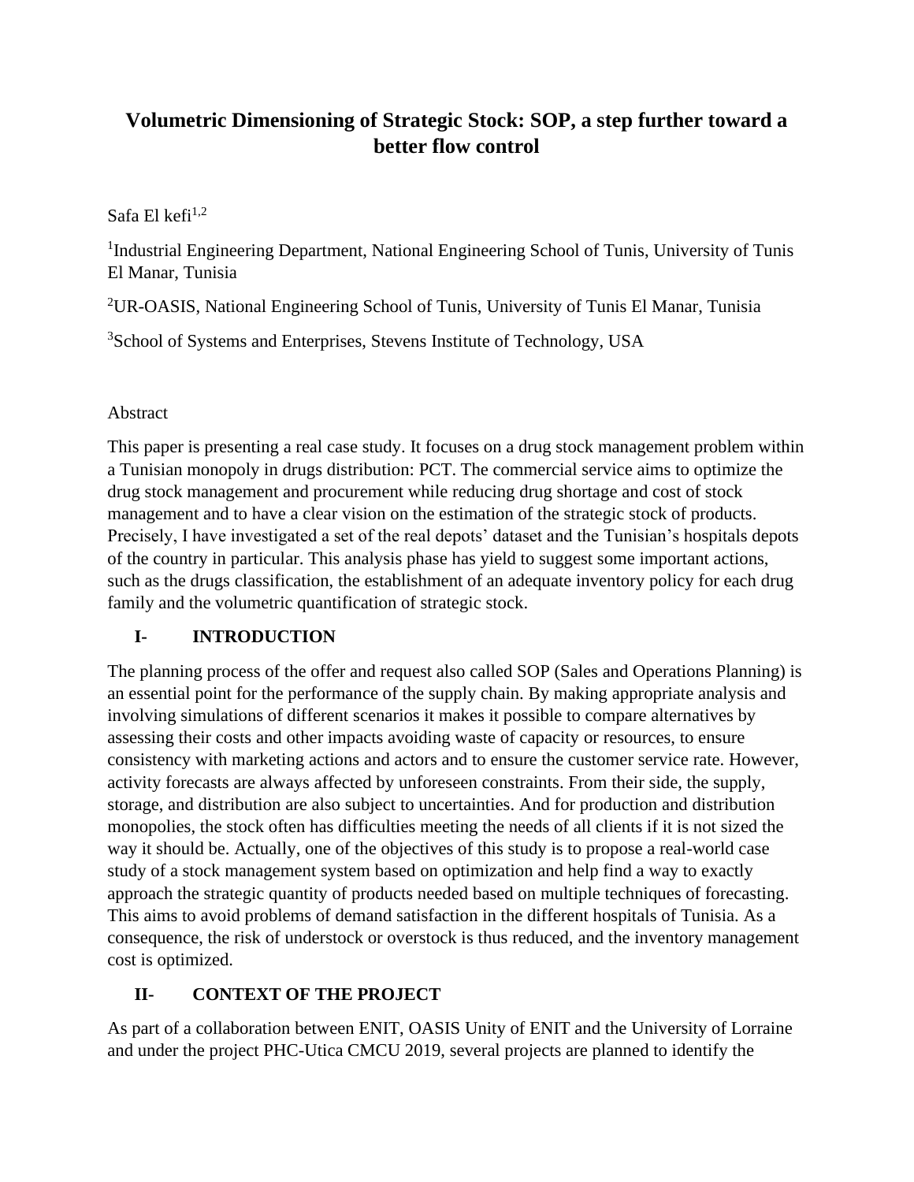# Volumetric Dimensioning of Strategic Stock: SOP, a step further toward a better flow control

Safa El kefi[1,2]

[1]Industrial Engineering Department, National Engineering School of Tunis, University of Tunis El Manar, Tunisia

[2]UR-OASIS, National Engineering School of Tunis, University of Tunis El Manar, Tunisia

[3]School of Systems and Enterprises, Stevens Institute of Technology, USA

Abstract

This paper is presenting a real case study. It focuses on a drug stock management problem within a Tunisian monopoly in drugs distribution: PCT. The commercial service aims to optimize the drug stock management and procurement while reducing drug shortage and cost of stock management and to have a clear vision on the estimation of the strategic stock of products. Precisely, I have investigated a set of the real depots' dataset and the Tunisian's hospitals depots of the country in particular. This analysis phase has yield to suggest some important actions, such as the drugs classification, the establishment of an adequate inventory policy for each drug family and the volumetric quantification of strategic stock.

## I- INTRODUCTION

The planning process of the offer and request also called SOP (Sales and Operations Planning) is an essential point for the performance of the supply chain. By making appropriate analysis and involving simulations of different scenarios it makes it possible to compare alternatives by assessing their costs and other impacts avoiding waste of capacity or resources, to ensure consistency with marketing actions and actors and to ensure the customer service rate. However, activity forecasts are always affected by unforeseen constraints. From their side, the supply, storage, and distribution are also subject to uncertainties. And for production and distribution monopolies, the stock often has difficulties meeting the needs of all clients if it is not sized the way it should be. Actually, one of the objectives of this study is to propose a real-world case study of a stock management system based on optimization and help find a way to exactly approach the strategic quantity of products needed based on multiple techniques of forecasting. This aims to avoid problems of demand satisfaction in the different hospitals of Tunisia. As a consequence, the risk of understock or overstock is thus reduced, and the inventory management cost is optimized.

## II- CONTEXT OF THE PROJECT

As part of a collaboration between ENIT, OASIS Unity of ENIT and the University of Lorraine and under the project PHC-Utica CMCU 2019, several projects are planned to identify the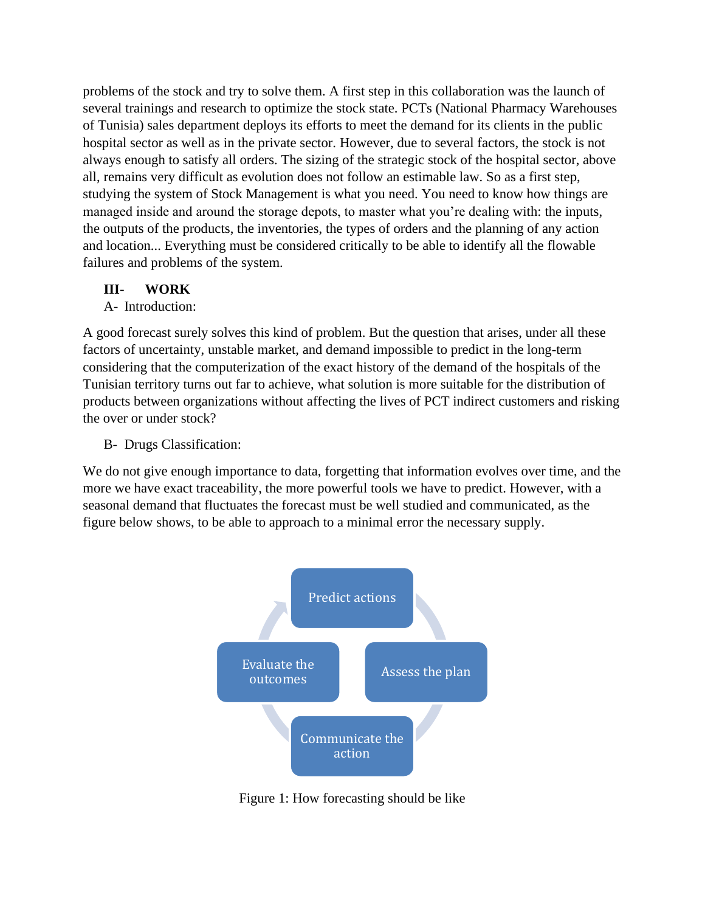problems of the stock and try to solve them. A first step in this collaboration was the launch of several trainings and research to optimize the stock state. PCTs (National Pharmacy Warehouses of Tunisia) sales department deploys its efforts to meet the demand for its clients in the public hospital sector as well as in the private sector. However, due to several factors, the stock is not always enough to satisfy all orders. The sizing of the strategic stock of the hospital sector, above all, remains very difficult as evolution does not follow an estimable law. So as a first step, studying the system of Stock Management is what you need. You need to know how things are managed inside and around the storage depots, to master what you're dealing with: the inputs, the outputs of the products, the inventories, the types of orders and the planning of any action and location... Everything must be considered critically to be able to identify all the flowable failures and problems of the system.

## III- WORK

### A- Introduction:

A good forecast surely solves this kind of problem. But the question that arises, under all these factors of uncertainty, unstable market, and demand impossible to predict in the long-term considering that the computerization of the exact history of the demand of the hospitals of the Tunisian territory turns out far to achieve, what solution is more suitable for the distribution of products between organizations without affecting the lives of PCT indirect customers and risking the over or under stock?

### B- Drugs Classification:

We do not give enough importance to data, forgetting that information evolves over time, and the more we have exact traceability, the more powerful tools we have to predict. However, with a seasonal demand that fluctuates the forecast must be well studied and communicated, as the figure below shows, to be able to approach to a minimal error the necessary supply.

Predict actions → Assess the plan → Communicate the action → Evaluate the outcomes

Figure 1: How forecasting should be like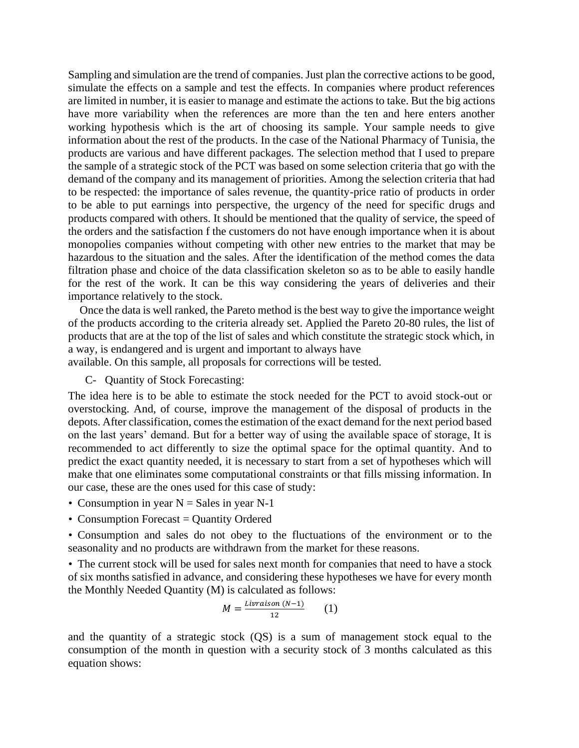Sampling and simulation are the trend of companies. Just plan the corrective actions to be good, simulate the effects on a sample and test the effects. In companies where product references are limited in number, it is easier to manage and estimate the actions to take. But the big actions have more variability when the references are more than the ten and here enters another working hypothesis which is the art of choosing its sample. Your sample needs to give information about the rest of the products. In the case of the National Pharmacy of Tunisia, the products are various and have different packages. The selection method that I used to prepare the sample of a strategic stock of the PCT was based on some selection criteria that go with the demand of the company and its management of priorities. Among the selection criteria that had to be respected: the importance of sales revenue, the quantity-price ratio of products in order to be able to put earnings into perspective, the urgency of the need for specific drugs and products compared with others. It should be mentioned that the quality of service, the speed of the orders and the satisfaction f the customers do not have enough importance when it is about monopolies companies without competing with other new entries to the market that may be hazardous to the situation and the sales. After the identification of the method comes the data filtration phase and choice of the data classification skeleton so as to be able to easily handle for the rest of the work. It can be this way considering the years of deliveries and their importance relatively to the stock.

Once the data is well ranked, the Pareto method is the best way to give the importance weight of the products according to the criteria already set. Applied the Pareto 20-80 rules, the list of products that are at the top of the list of sales and which constitute the strategic stock which, in a way, is endangered and is urgent and important to always have available. On this sample, all proposals for corrections will be tested.

### C- Quantity of Stock Forecasting:

The idea here is to be able to estimate the stock needed for the PCT to avoid stock-out or overstocking. And, of course, improve the management of the disposal of products in the depots. After classification, comes the estimation of the exact demand for the next period based on the last years' demand. But for a better way of using the available space of storage, It is recommended to act differently to size the optimal space for the optimal quantity. And to predict the exact quantity needed, it is necessary to start from a set of hypotheses which will make that one eliminates some computational constraints or that fills missing information. In our case, these are the ones used for this case of study:

- Consumption in year N = Sales in year N-1
- Consumption Forecast = Quantity Ordered
- Consumption and sales do not obey to the fluctuations of the environment or to the seasonality and no products are withdrawn from the market for these reasons.
- The current stock will be used for sales next month for companies that need to have a stock of six months satisfied in advance, and considering these hypotheses we have for every month the Monthly Needed Quantity (M) is calculated as follows:

$$M = \frac{Livraison\ (N-1)}{12} \qquad (1)$$

and the quantity of a strategic stock (QS) is a sum of management stock equal to the consumption of the month in question with a security stock of 3 months calculated as this equation shows: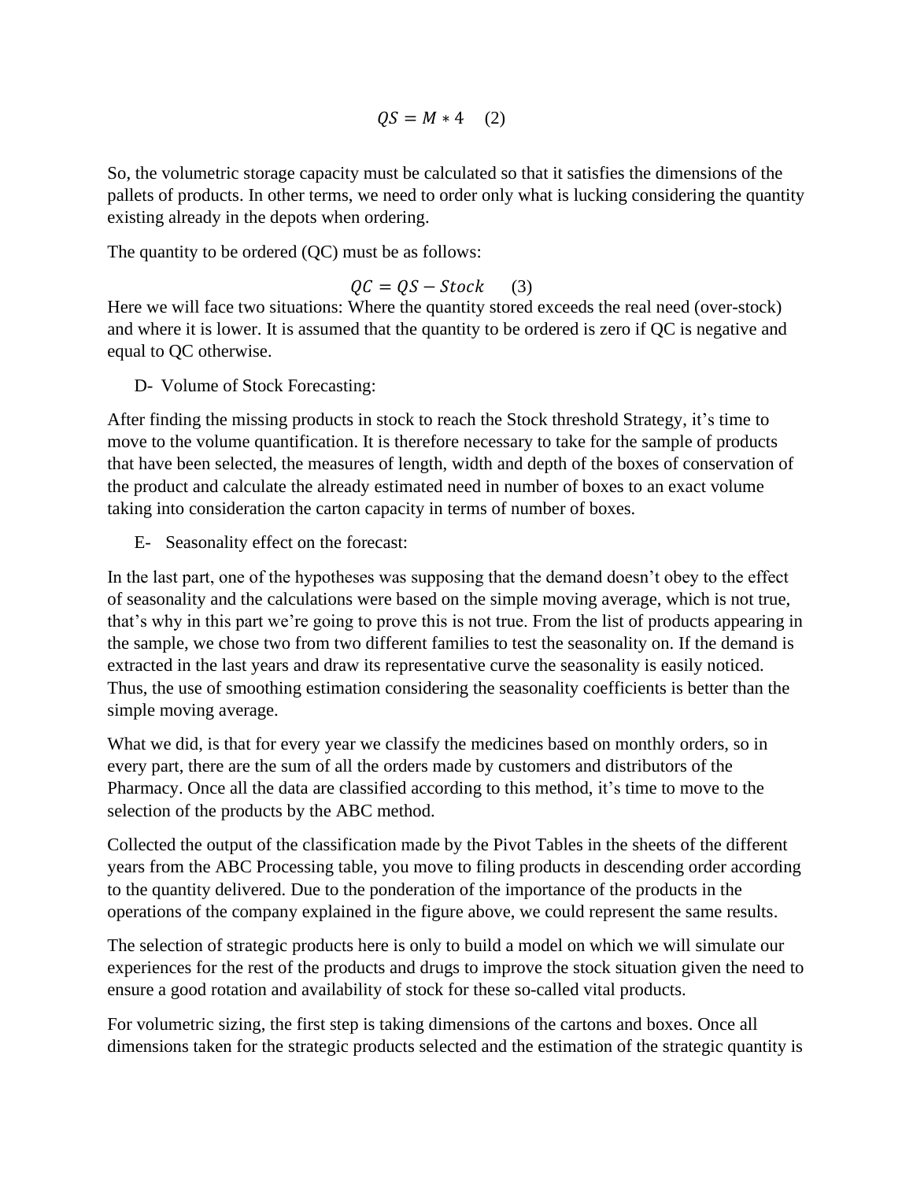$$QS = M * 4 \quad (2)$$

So, the volumetric storage capacity must be calculated so that it satisfies the dimensions of the pallets of products. In other terms, we need to order only what is lucking considering the quantity existing already in the depots when ordering.

The quantity to be ordered (QC) must be as follows:

$$QC = QS - Stock \quad (3)$$

Here we will face two situations: Where the quantity stored exceeds the real need (over-stock) and where it is lower. It is assumed that the quantity to be ordered is zero if QC is negative and equal to QC otherwise.

D- Volume of Stock Forecasting:

After finding the missing products in stock to reach the Stock threshold Strategy, it's time to move to the volume quantification. It is therefore necessary to take for the sample of products that have been selected, the measures of length, width and depth of the boxes of conservation of the product and calculate the already estimated need in number of boxes to an exact volume taking into consideration the carton capacity in terms of number of boxes.

E- Seasonality effect on the forecast:

In the last part, one of the hypotheses was supposing that the demand doesn't obey to the effect of seasonality and the calculations were based on the simple moving average, which is not true, that's why in this part we're going to prove this is not true. From the list of products appearing in the sample, we chose two from two different families to test the seasonality on. If the demand is extracted in the last years and draw its representative curve the seasonality is easily noticed. Thus, the use of smoothing estimation considering the seasonality coefficients is better than the simple moving average.

What we did, is that for every year we classify the medicines based on monthly orders, so in every part, there are the sum of all the orders made by customers and distributors of the Pharmacy. Once all the data are classified according to this method, it's time to move to the selection of the products by the ABC method.

Collected the output of the classification made by the Pivot Tables in the sheets of the different years from the ABC Processing table, you move to filing products in descending order according to the quantity delivered. Due to the ponderation of the importance of the products in the operations of the company explained in the figure above, we could represent the same results.

The selection of strategic products here is only to build a model on which we will simulate our experiences for the rest of the products and drugs to improve the stock situation given the need to ensure a good rotation and availability of stock for these so-called vital products.

For volumetric sizing, the first step is taking dimensions of the cartons and boxes. Once all dimensions taken for the strategic products selected and the estimation of the strategic quantity is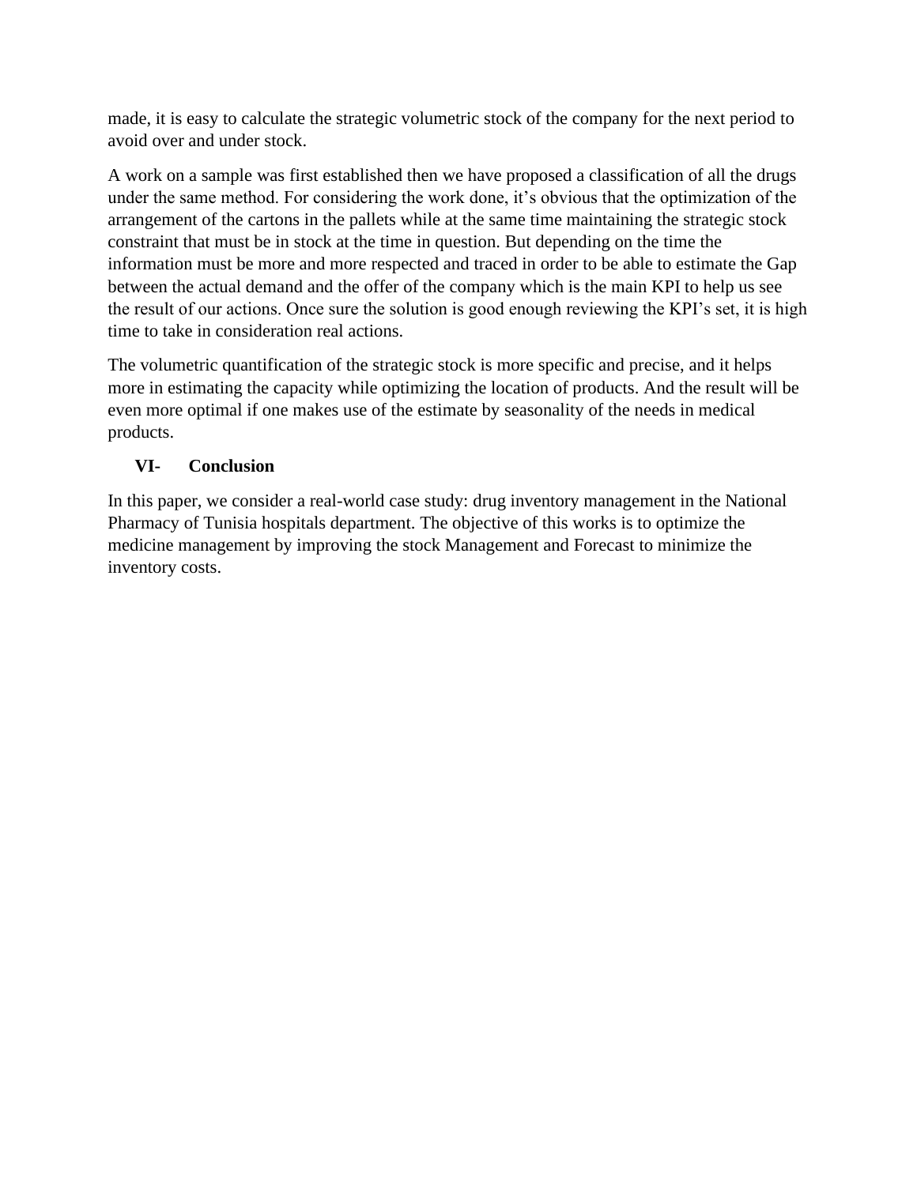made, it is easy to calculate the strategic volumetric stock of the company for the next period to avoid over and under stock.

A work on a sample was first established then we have proposed a classification of all the drugs under the same method. For considering the work done, it's obvious that the optimization of the arrangement of the cartons in the pallets while at the same time maintaining the strategic stock constraint that must be in stock at the time in question. But depending on the time the information must be more and more respected and traced in order to be able to estimate the Gap between the actual demand and the offer of the company which is the main KPI to help us see the result of our actions. Once sure the solution is good enough reviewing the KPI's set, it is high time to take in consideration real actions.

The volumetric quantification of the strategic stock is more specific and precise, and it helps more in estimating the capacity while optimizing the location of products. And the result will be even more optimal if one makes use of the estimate by seasonality of the needs in medical products.

## VI- Conclusion

In this paper, we consider a real-world case study: drug inventory management in the National Pharmacy of Tunisia hospitals department. The objective of this works is to optimize the medicine management by improving the stock Management and Forecast to minimize the inventory costs.